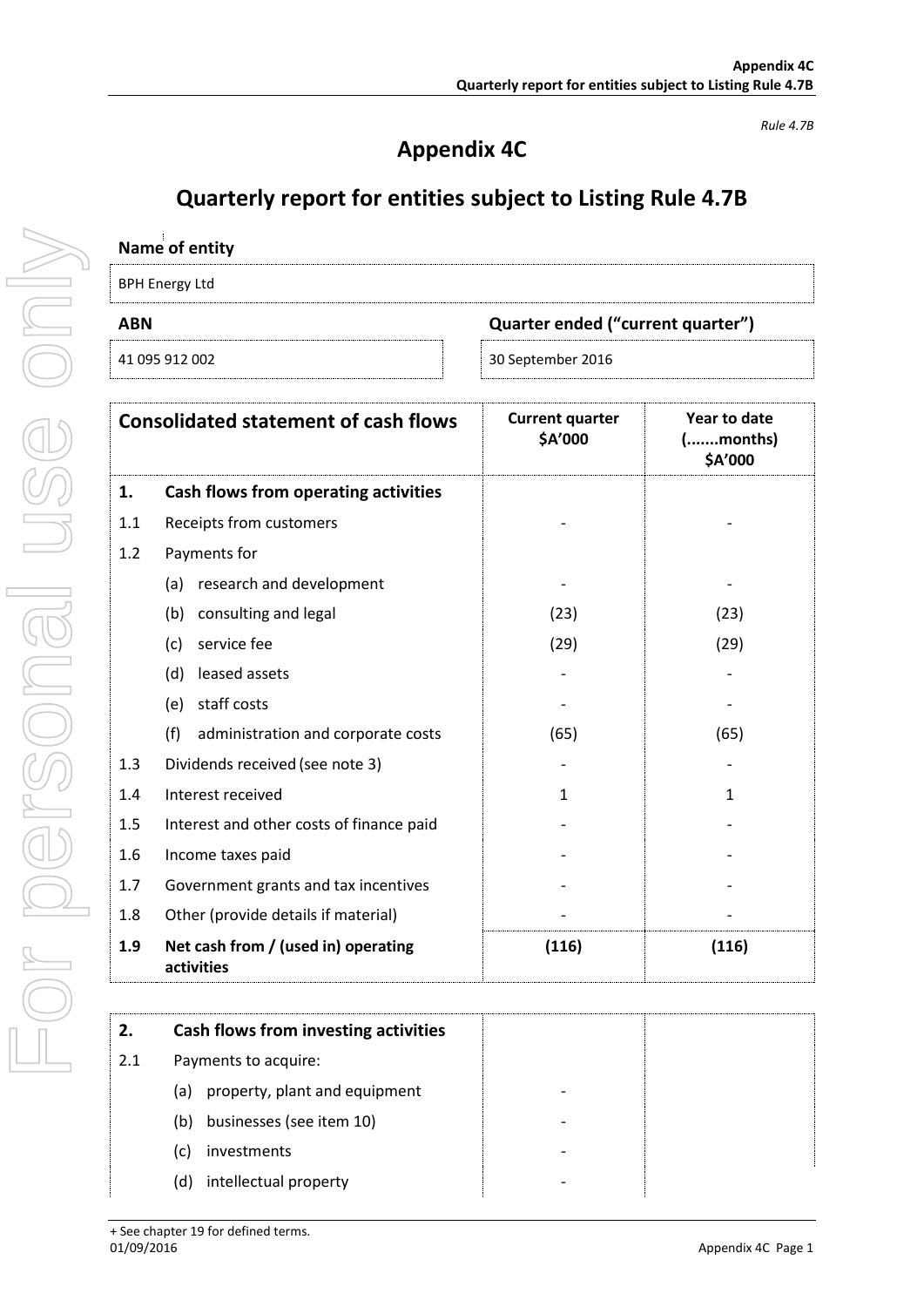*Rule 4.7B*

# Appendix 4C

## Quarterly report for entities subject to Listing Rule 4.7B

**Name of entity**

BPH Energy Ltd

| ABN | Quarter ended ("current quarter") |
|---|---|
| 41 095 912 002 | 30 September 2016 |

| | Consolidated statement of cash flows | Current quarter $A'000 | Year to date (.......months) $A'000 |
|---|---|---|---|
| **1.** | **Cash flows from operating activities** | | |
| 1.1 | Receipts from customers | - | - |
| 1.2 | Payments for | | |
| | (a) research and development | - | - |
| | (b) consulting and legal | (23) | (23) |
| | (c) service fee | (29) | (29) |
| | (d) leased assets | - | - |
| | (e) staff costs | - | - |
| | (f) administration and corporate costs | (65) | (65) |
| 1.3 | Dividends received (see note 3) | - | - |
| 1.4 | Interest received | 1 | 1 |
| 1.5 | Interest and other costs of finance paid | - | - |
| 1.6 | Income taxes paid | - | - |
| 1.7 | Government grants and tax incentives | - | - |
| 1.8 | Other (provide details if material) | - | - |
| **1.9** | **Net cash from / (used in) operating activities** | **(116)** | **(116)** |

| | | | |
|---|---|---|---|
| **2.** | **Cash flows from investing activities** | | |
| 2.1 | Payments to acquire: | | |
| | (a) property, plant and equipment | - | |
| | (b) businesses (see item 10) | - | |
| | (c) investments | - | |
| | (d) intellectual property | - | |

+ See chapter 19 for defined terms.
01/09/2016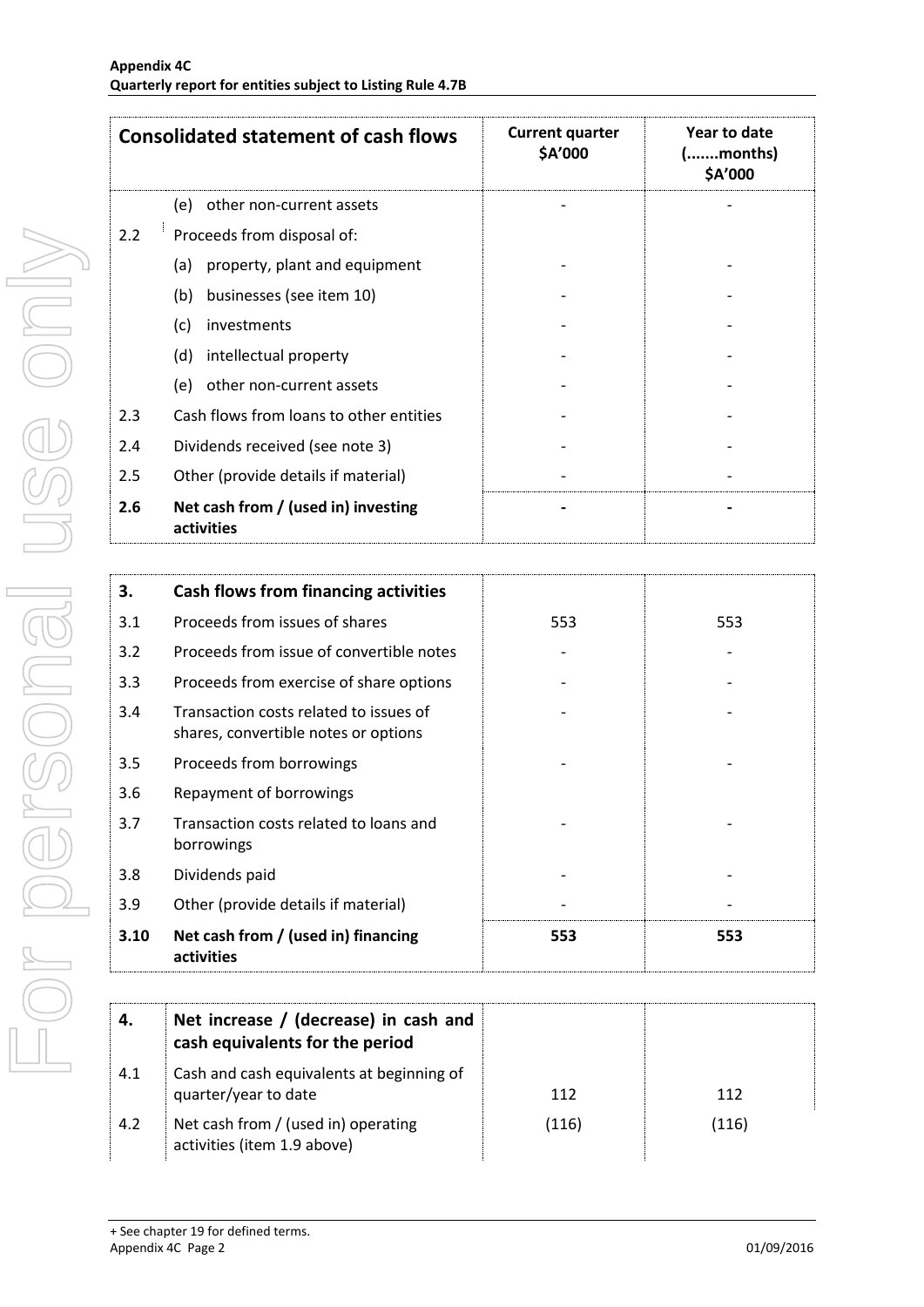| Consolidated statement of cash flows | | Current quarter $A'000 | Year to date (.......months) $A'000 |
|---|---|---|---|
| | (e) other non-current assets | - | - |
| 2.2 | Proceeds from disposal of: | | |
| | (a) property, plant and equipment | - | - |
| | (b) businesses (see item 10) | - | - |
| | (c) investments | - | - |
| | (d) intellectual property | - | - |
| | (e) other non-current assets | - | - |
| 2.3 | Cash flows from loans to other entities | - | - |
| 2.4 | Dividends received (see note 3) | - | - |
| 2.5 | Other (provide details if material) | - | - |
| **2.6** | **Net cash from / (used in) investing activities** | **-** | **-** |

| 3. | Cash flows from financing activities | | |
|---|---|---|---|
| 3.1 | Proceeds from issues of shares | 553 | 553 |
| 3.2 | Proceeds from issue of convertible notes | - | - |
| 3.3 | Proceeds from exercise of share options | - | - |
| 3.4 | Transaction costs related to issues of shares, convertible notes or options | - | - |
| 3.5 | Proceeds from borrowings | - | - |
| 3.6 | Repayment of borrowings | | |
| 3.7 | Transaction costs related to loans and borrowings | - | - |
| 3.8 | Dividends paid | - | - |
| 3.9 | Other (provide details if material) | - | - |
| **3.10** | **Net cash from / (used in) financing activities** | **553** | **553** |

| 4. | Net increase / (decrease) in cash and cash equivalents for the period | | |
|---|---|---|---|
| 4.1 | Cash and cash equivalents at beginning of quarter/year to date | 112 | 112 |
| 4.2 | Net cash from / (used in) operating activities (item 1.9 above) | (116) | (116) |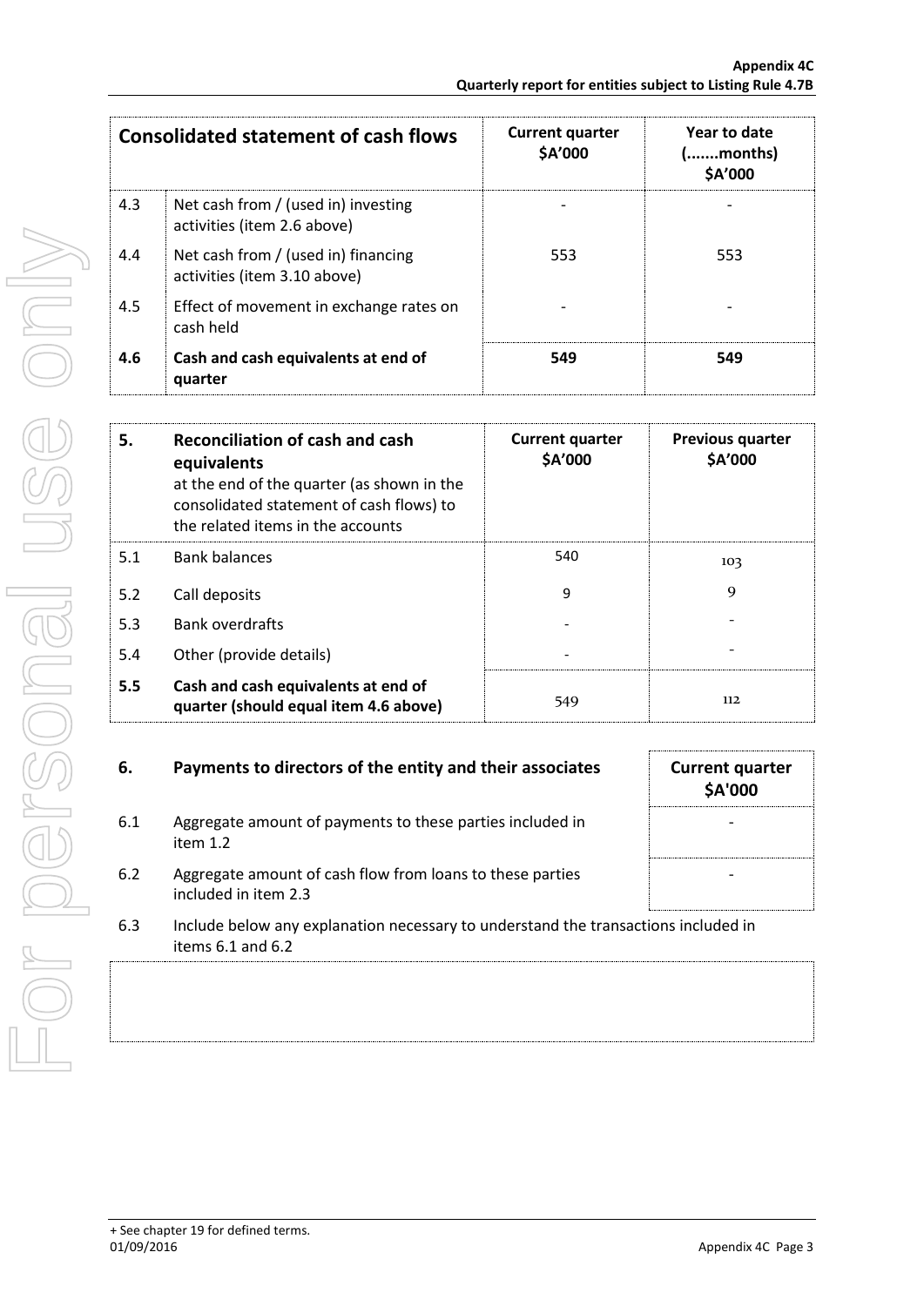| Consolidated statement of cash flows | | Current quarter $A'000 | Year to date (.......months) $A'000 |
|---|---|---|---|
| 4.3 | Net cash from / (used in) investing activities (item 2.6 above) | - | - |
| 4.4 | Net cash from / (used in) financing activities (item 3.10 above) | 553 | 553 |
| 4.5 | Effect of movement in exchange rates on cash held | - | - |
| **4.6** | **Cash and cash equivalents at end of quarter** | **549** | **549** |

| 5. | **Reconciliation of cash and cash equivalents** at the end of the quarter (as shown in the consolidated statement of cash flows) to the related items in the accounts | Current quarter $A'000 | Previous quarter $A'000 |
|---|---|---|---|
| 5.1 | Bank balances | 540 | 103 |
| 5.2 | Call deposits | 9 | 9 |
| 5.3 | Bank overdrafts | - | - |
| 5.4 | Other (provide details) | - | - |
| **5.5** | **Cash and cash equivalents at end of quarter (should equal item 4.6 above)** | 549 | 112 |

| 6. | **Payments to directors of the entity and their associates** | Current quarter $A'000 |
|---|---|---|
| 6.1 | Aggregate amount of payments to these parties included in item 1.2 | - |
| 6.2 | Aggregate amount of cash flow from loans to these parties included in item 2.3 | - |

6.3 Include below any explanation necessary to understand the transactions included in items 6.1 and 6.2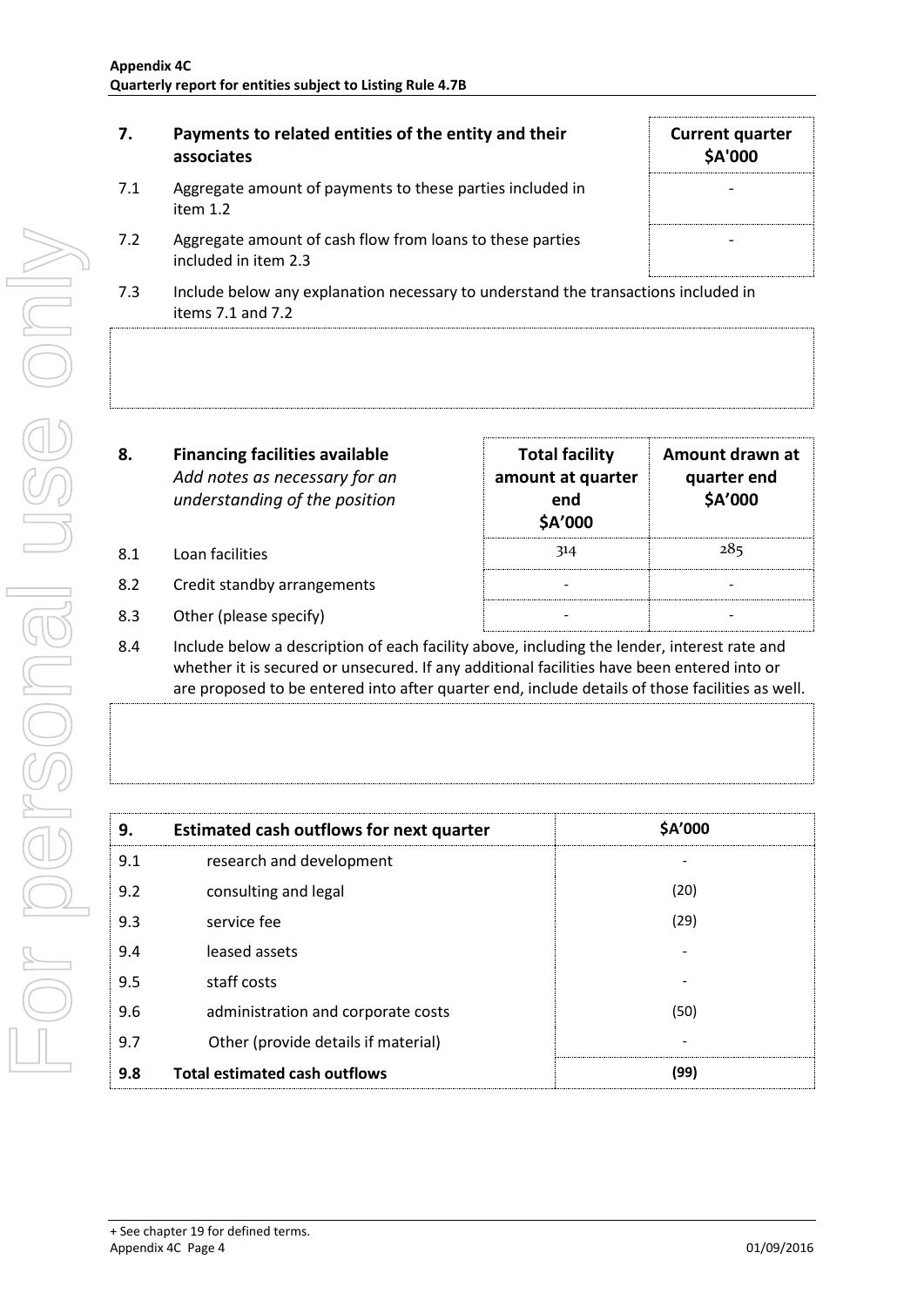| 7. | Payments to related entities of the entity and their associates | Current quarter $A'000 |
|---|---|---|
| 7.1 | Aggregate amount of payments to these parties included in item 1.2 | - |
| 7.2 | Aggregate amount of cash flow from loans to these parties included in item 2.3 | - |

7.3 Include below any explanation necessary to understand the transactions included in items 7.1 and 7.2

| 8. | Financing facilities available *Add notes as necessary for an understanding of the position* | Total facility amount at quarter end $A'000 | Amount drawn at quarter end $A'000 |
|---|---|---|---|
| 8.1 | Loan facilities | 314 | 285 |
| 8.2 | Credit standby arrangements | - | - |
| 8.3 | Other (please specify) | - | - |

8.4 Include below a description of each facility above, including the lender, interest rate and whether it is secured or unsecured. If any additional facilities have been entered into or are proposed to be entered into after quarter end, include details of those facilities as well.

| 9. | Estimated cash outflows for next quarter | $A'000 |
|---|---|---|
| 9.1 | research and development | - |
| 9.2 | consulting and legal | (20) |
| 9.3 | service fee | (29) |
| 9.4 | leased assets | - |
| 9.5 | staff costs | - |
| 9.6 | administration and corporate costs | (50) |
| 9.7 | Other (provide details if material) | - |
| **9.8** | **Total estimated cash outflows** | **(99)** |

+ See chapter 19 for defined terms.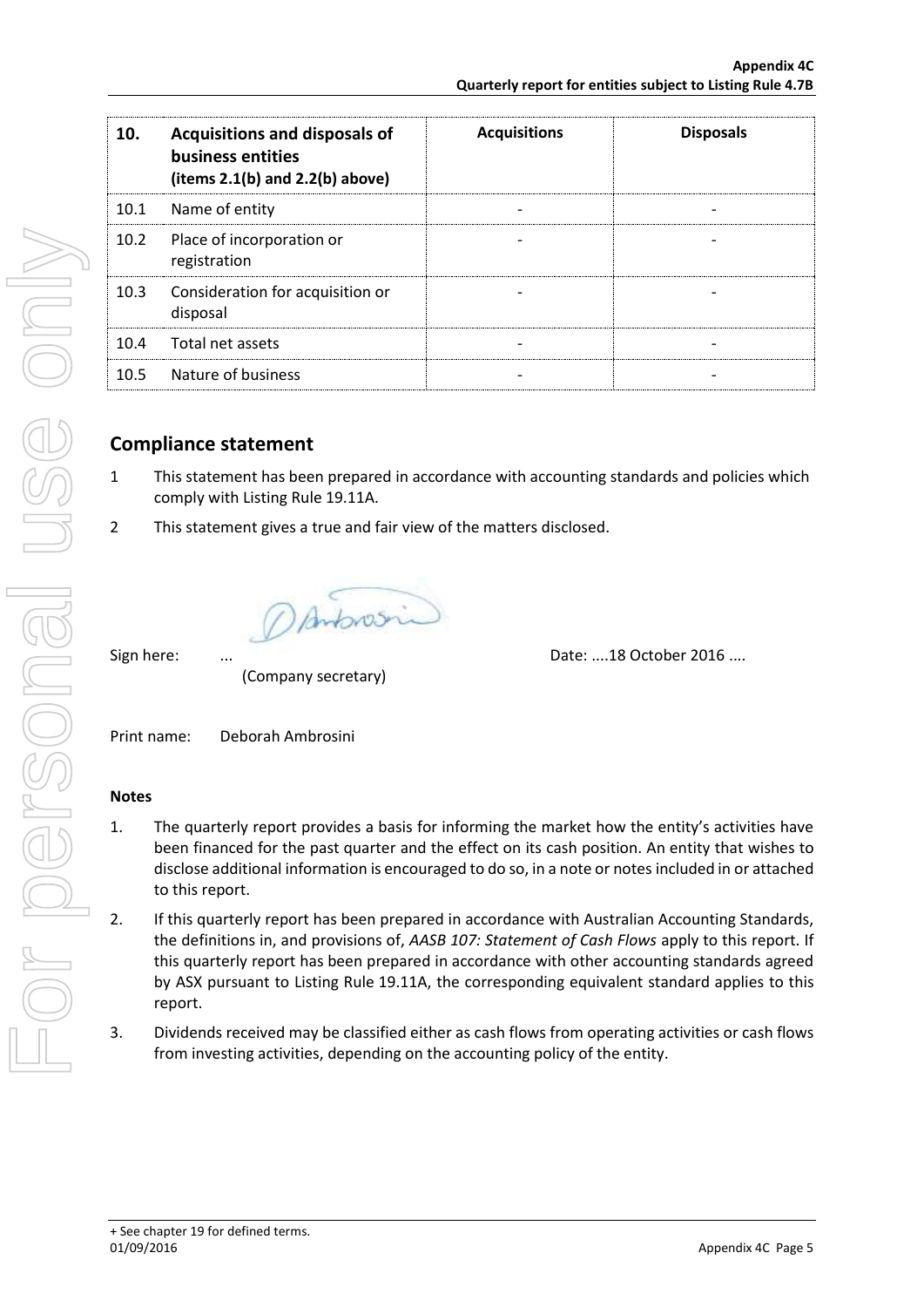| 10. | Acquisitions and disposals of business entities (items 2.1(b) and 2.2(b) above) | Acquisitions | Disposals |
|---|---|---|---|
| 10.1 | Name of entity | - | - |
| 10.2 | Place of incorporation or registration | - | - |
| 10.3 | Consideration for acquisition or disposal | - | - |
| 10.4 | Total net assets | - | - |
| 10.5 | Nature of business | - | - |

## Compliance statement

1. This statement has been prepared in accordance with accounting standards and policies which comply with Listing Rule 19.11A.
2. This statement gives a true and fair view of the matters disclosed.

Sign here: ... (Company secretary)

Date: ....18 October 2016 ....

Print name: Deborah Ambrosini

**Notes**

1. The quarterly report provides a basis for informing the market how the entity's activities have been financed for the past quarter and the effect on its cash position. An entity that wishes to disclose additional information is encouraged to do so, in a note or notes included in or attached to this report.
2. If this quarterly report has been prepared in accordance with Australian Accounting Standards, the definitions in, and provisions of, *AASB 107: Statement of Cash Flows* apply to this report. If this quarterly report has been prepared in accordance with other accounting standards agreed by ASX pursuant to Listing Rule 19.11A, the corresponding equivalent standard applies to this report.
3. Dividends received may be classified either as cash flows from operating activities or cash flows from investing activities, depending on the accounting policy of the entity.